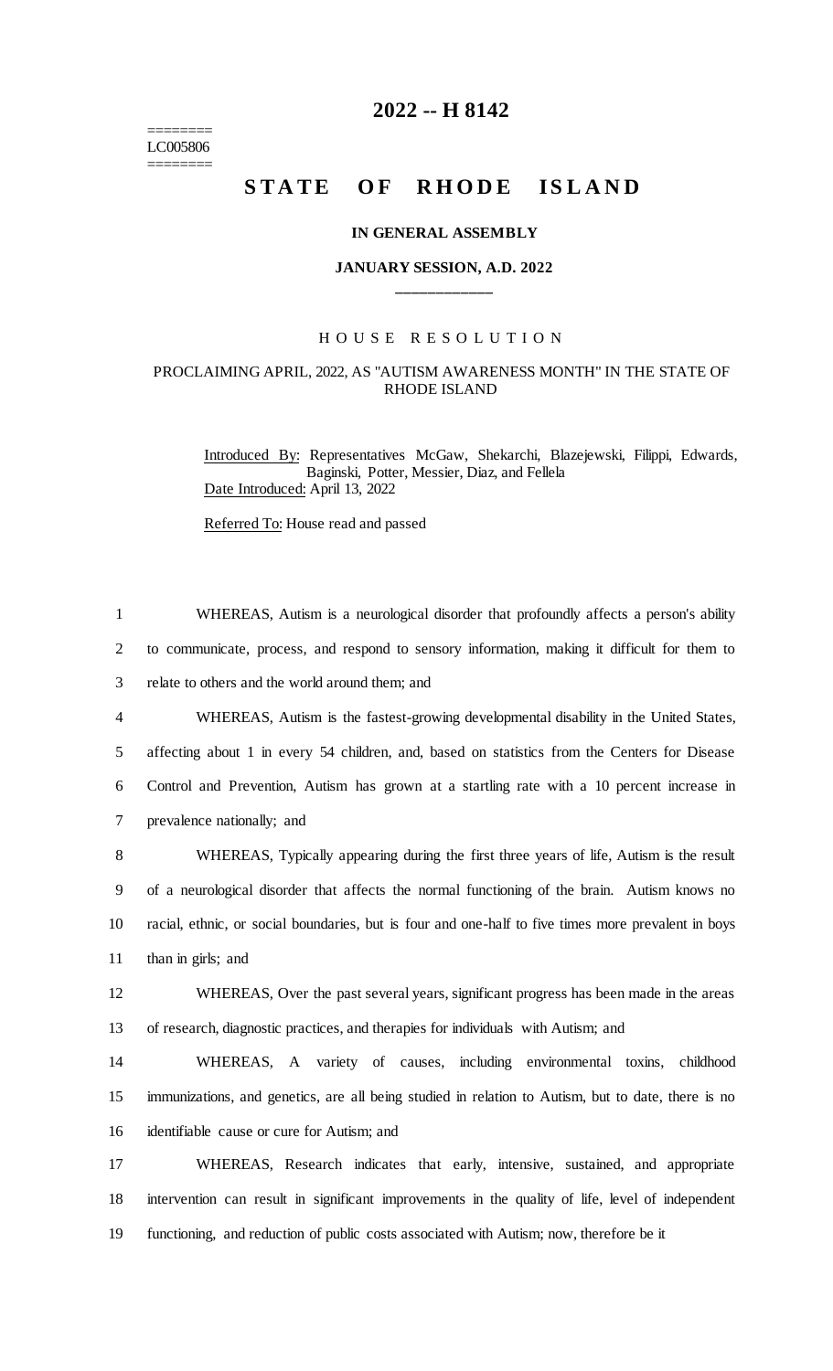# 2022 -- H 8142

========
LC005806
========

## STATE OF RHODE ISLAND

### IN GENERAL ASSEMBLY

### JANUARY SESSION, A.D. 2022

____________

H O U S E   R E S O L U T I O N

PROCLAIMING APRIL, 2022, AS "AUTISM AWARENESS MONTH" IN THE STATE OF RHODE ISLAND

Introduced By: Representatives McGaw, Shekarchi, Blazejewski, Filippi, Edwards, Baginski, Potter, Messier, Diaz, and Fellela

Date Introduced: April 13, 2022

Referred To: House read and passed

1 WHEREAS, Autism is a neurological disorder that profoundly affects a person's ability
2 to communicate, process, and respond to sensory information, making it difficult for them to
3 relate to others and the world around them; and

4 WHEREAS, Autism is the fastest-growing developmental disability in the United States,
5 affecting about 1 in every 54 children, and, based on statistics from the Centers for Disease
6 Control and Prevention, Autism has grown at a startling rate with a 10 percent increase in
7 prevalence nationally; and

8 WHEREAS, Typically appearing during the first three years of life, Autism is the result
9 of a neurological disorder that affects the normal functioning of the brain. Autism knows no
10 racial, ethnic, or social boundaries, but is four and one-half to five times more prevalent in boys
11 than in girls; and

12 WHEREAS, Over the past several years, significant progress has been made in the areas
13 of research, diagnostic practices, and therapies for individuals with Autism; and

14 WHEREAS, A variety of causes, including environmental toxins, childhood
15 immunizations, and genetics, are all being studied in relation to Autism, but to date, there is no
16 identifiable cause or cure for Autism; and

17 WHEREAS, Research indicates that early, intensive, sustained, and appropriate
18 intervention can result in significant improvements in the quality of life, level of independent
19 functioning, and reduction of public costs associated with Autism; now, therefore be it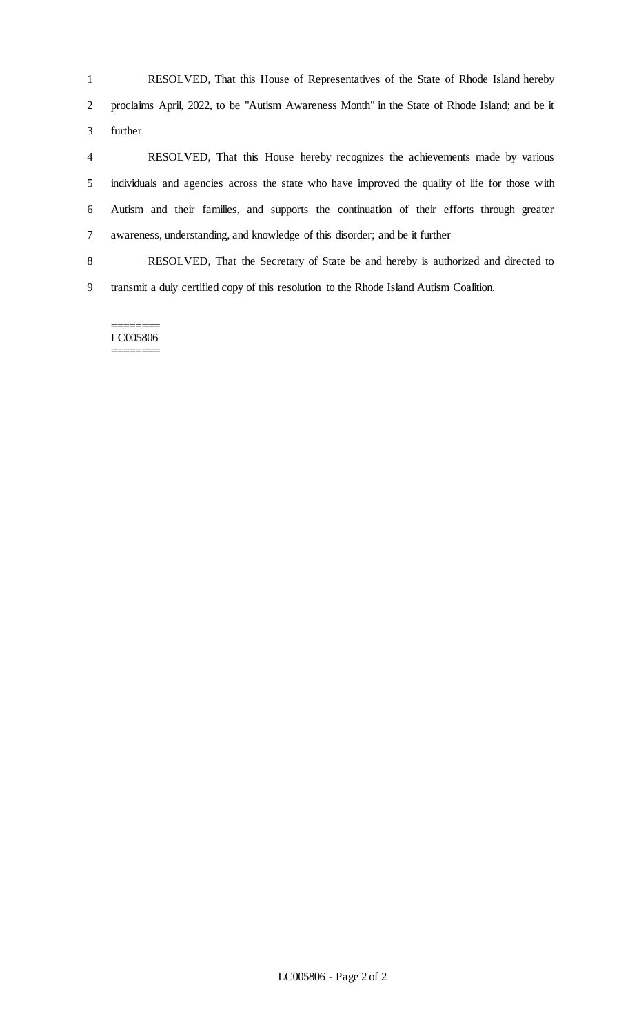RESOLVED, That this House of Representatives of the State of Rhode Island hereby proclaims April, 2022, to be "Autism Awareness Month" in the State of Rhode Island; and be it further

RESOLVED, That this House hereby recognizes the achievements made by various individuals and agencies across the state who have improved the quality of life for those with Autism and their families, and supports the continuation of their efforts through greater awareness, understanding, and knowledge of this disorder; and be it further

RESOLVED, That the Secretary of State be and hereby is authorized and directed to transmit a duly certified copy of this resolution to the Rhode Island Autism Coalition.

========
LC005806
========